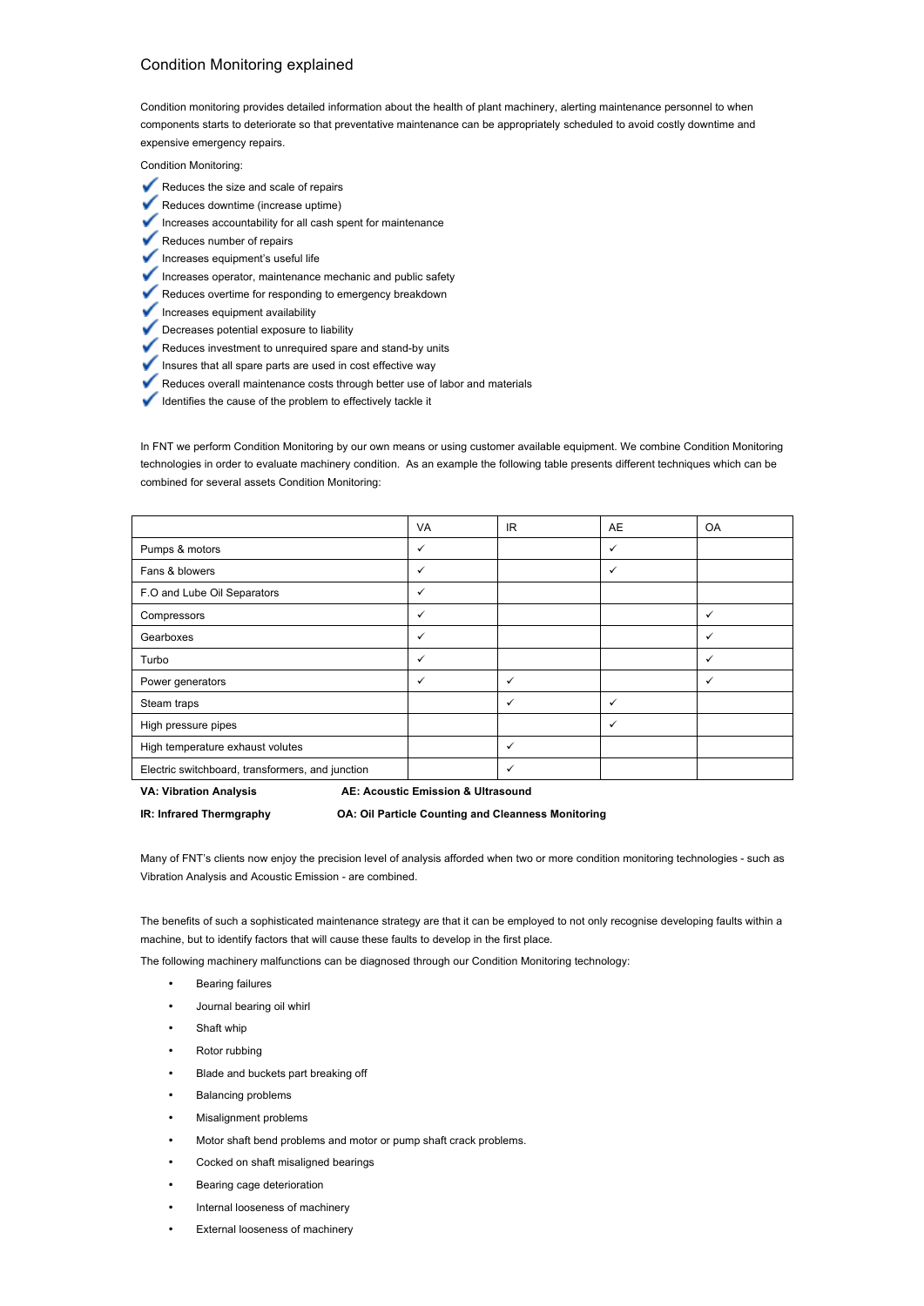# Condition Monitoring explained

Condition monitoring provides detailed information about the health of plant machinery, alerting maintenance personnel to when components starts to deteriorate so that preventative maintenance can be appropriately scheduled to avoid costly downtime and expensive emergency repairs.

Condition Monitoring:

- ✓ Reduces the size and scale of repairs
- ✓ Reduces downtime (increase uptime)
- ✓ Increases accountability for all cash spent for maintenance
- ✓ Reduces number of repairs
- ✓ Increases equipment's useful life
- ✓ Increases operator, maintenance mechanic and public safety
- ✓ Reduces overtime for responding to emergency breakdown
- ✓ Increases equipment availability
- ✓ Decreases potential exposure to liability
- ✓ Reduces investment to unrequired spare and stand-by units
- ✓ Insures that all spare parts are used in cost effective way
- ✓ Reduces overall maintenance costs through better use of labor and materials
- ✓ Identifies the cause of the problem to effectively tackle it

In FNT we perform Condition Monitoring by our own means or using customer available equipment. We combine Condition Monitoring technologies in order to evaluate machinery condition. As an example the following table presents different techniques which can be combined for several assets Condition Monitoring:

| | VA | IR | AE | OA |
|---|---|---|---|---|
| Pumps & motors | ✓ | | ✓ | |
| Fans & blowers | ✓ | | ✓ | |
| F.O and Lube Oil Separators | ✓ | | | |
| Compressors | ✓ | | | ✓ |
| Gearboxes | ✓ | | | ✓ |
| Turbo | ✓ | | | ✓ |
| Power generators | ✓ | ✓ | | ✓ |
| Steam traps | | ✓ | ✓ | |
| High pressure pipes | | | ✓ | |
| High temperature exhaust volutes | | ✓ | | |
| Electric switchboard, transformers, and junction | | ✓ | | |

**VA: Vibration Analysis** **AE: Acoustic Emission & Ultrasound**

**IR: Infrared Thermgraphy** **OA: Oil Particle Counting and Cleanness Monitoring**

Many of FNT's clients now enjoy the precision level of analysis afforded when two or more condition monitoring technologies - such as Vibration Analysis and Acoustic Emission - are combined.

The benefits of such a sophisticated maintenance strategy are that it can be employed to not only recognise developing faults within a machine, but to identify factors that will cause these faults to develop in the first place.

The following machinery malfunctions can be diagnosed through our Condition Monitoring technology:

- Bearing failures
- Journal bearing oil whirl
- Shaft whip
- Rotor rubbing
- Blade and buckets part breaking off
- Balancing problems
- Misalignment problems
- Motor shaft bend problems and motor or pump shaft crack problems.
- Cocked on shaft misaligned bearings
- Bearing cage deterioration
- Internal looseness of machinery
- External looseness of machinery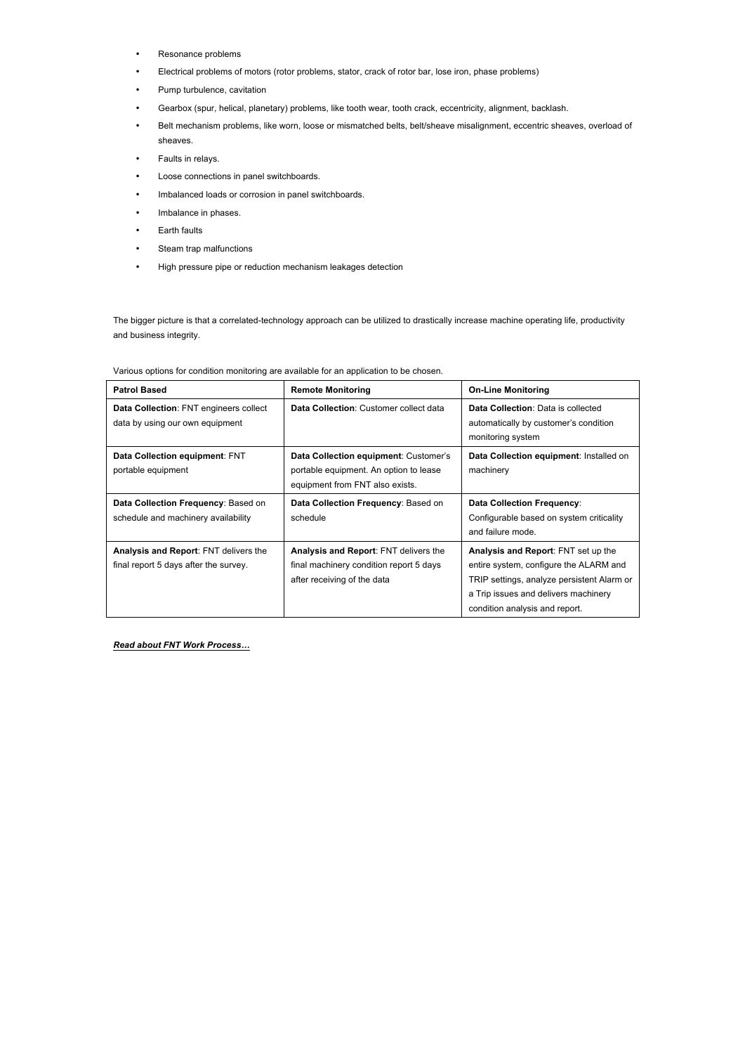- Resonance problems
- Electrical problems of motors (rotor problems, stator, crack of rotor bar, lose iron, phase problems)
- Pump turbulence, cavitation
- Gearbox (spur, helical, planetary) problems, like tooth wear, tooth crack, eccentricity, alignment, backlash.
- Belt mechanism problems, like worn, loose or mismatched belts, belt/sheave misalignment, eccentric sheaves, overload of sheaves.
- Faults in relays.
- Loose connections in panel switchboards.
- Imbalanced loads or corrosion in panel switchboards.
- Imbalance in phases.
- Earth faults
- Steam trap malfunctions
- High pressure pipe or reduction mechanism leakages detection

The bigger picture is that a correlated-technology approach can be utilized to drastically increase machine operating life, productivity and business integrity.

Various options for condition monitoring are available for an application to be chosen.

| Patrol Based | Remote Monitoring | On-Line Monitoring |
|---|---|---|
| **Data Collection**: FNT engineers collect data by using our own equipment | **Data Collection**: Customer collect data | **Data Collection**: Data is collected automatically by customer's condition monitoring system |
| **Data Collection equipment**: FNT portable equipment | **Data Collection equipment**: Customer's portable equipment. An option to lease equipment from FNT also exists. | **Data Collection equipment**: Installed on machinery |
| **Data Collection Frequency**: Based on schedule and machinery availability | **Data Collection Frequency**: Based on schedule | **Data Collection Frequency**: Configurable based on system criticality and failure mode. |
| **Analysis and Report**: FNT delivers the final report 5 days after the survey. | **Analysis and Report**: FNT delivers the final machinery condition report 5 days after receiving of the data | **Analysis and Report**: FNT set up the entire system, configure the ALARM and TRIP settings, analyze persistent Alarm or a Trip issues and delivers machinery condition analysis and report. |

***Read about FNT Work Process…***